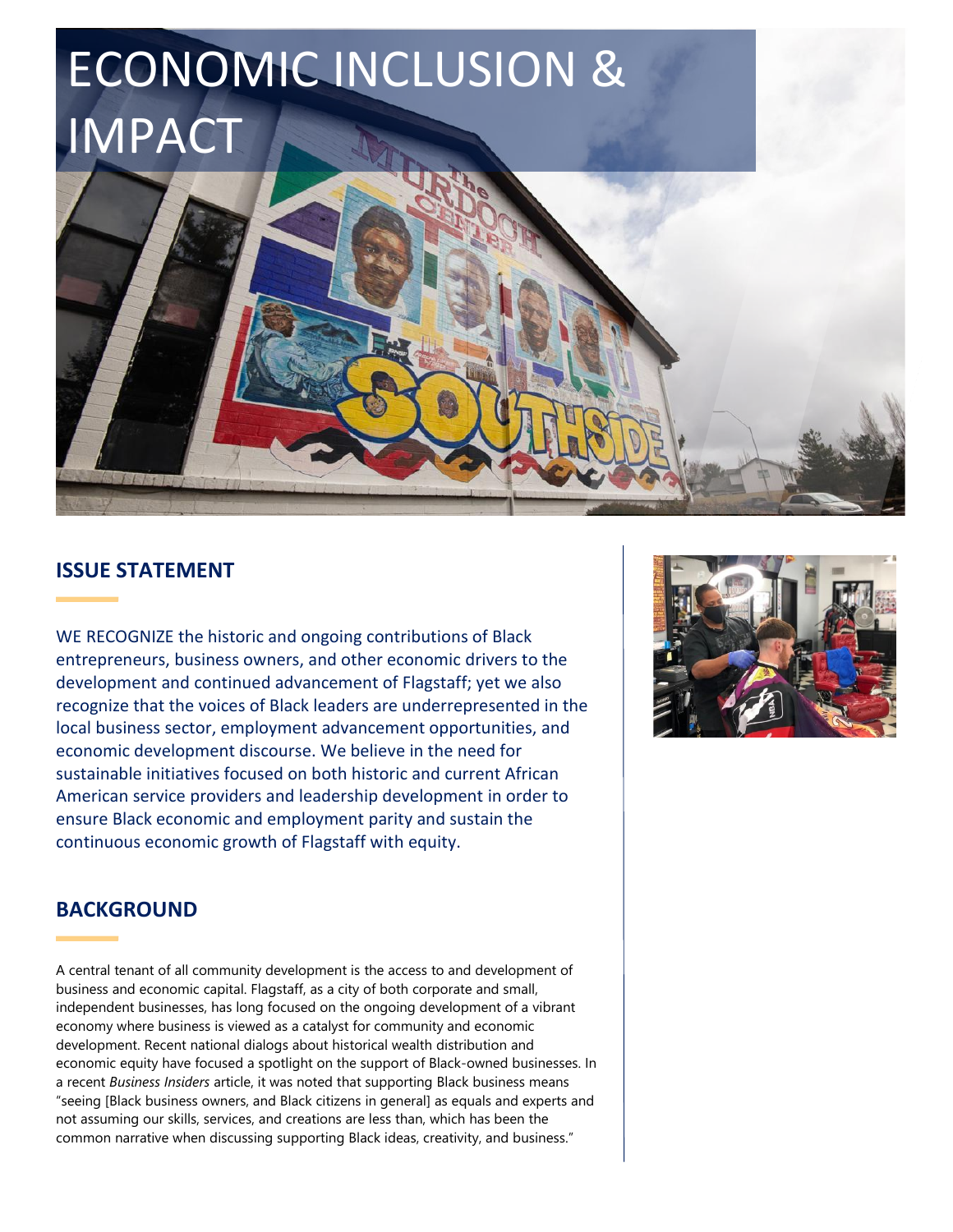# ECONOMIC INCLUSION & IMPACT

## ISSUE STATEMENT

WE RECOGNIZE the historic and ongoing contributions of Black entrepreneurs, business owners, and other economic drivers to the development and continued advancement of Flagstaff; yet we also recognize that the voices of Black leaders are underrepresented in the local business sector, employment advancement opportunities, and economic development discourse. We believe in the need for sustainable initiatives focused on both historic and current African American service providers and leadership development in order to ensure Black economic and employment parity and sustain the continuous economic growth of Flagstaff with equity.

## BACKGROUND

A central tenant of all community development is the access to and development of business and economic capital. Flagstaff, as a city of both corporate and small, independent businesses, has long focused on the ongoing development of a vibrant economy where business is viewed as a catalyst for community and economic development. Recent national dialogs about historical wealth distribution and economic equity have focused a spotlight on the support of Black-owned businesses. In a recent *Business Insiders* article, it was noted that supporting Black business means "seeing [Black business owners, and Black citizens in general] as equals and experts and not assuming our skills, services, and creations are less than, which has been the common narrative when discussing supporting Black ideas, creativity, and business."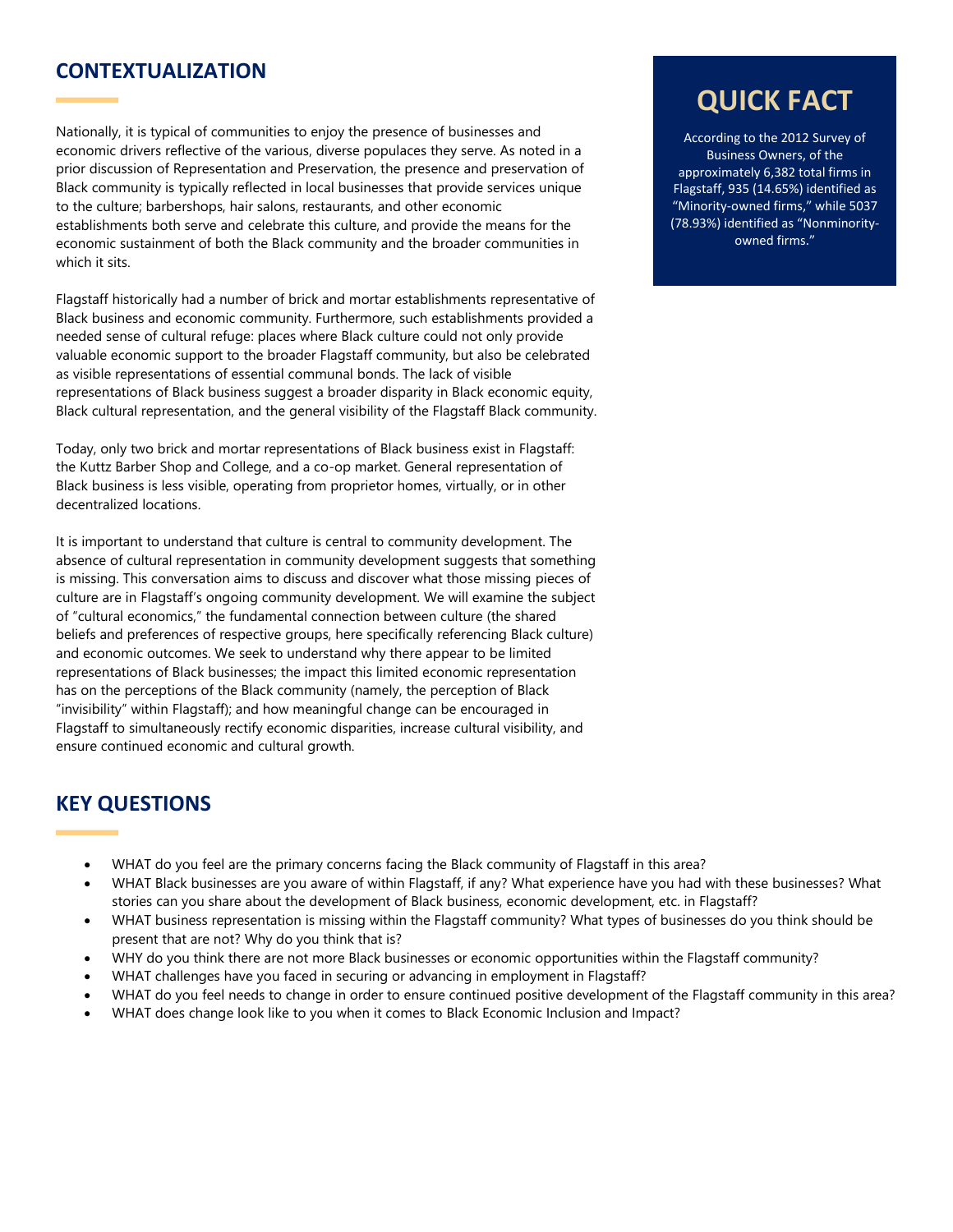## CONTEXTUALIZATION

Nationally, it is typical of communities to enjoy the presence of businesses and economic drivers reflective of the various, diverse populaces they serve. As noted in a prior discussion of Representation and Preservation, the presence and preservation of Black community is typically reflected in local businesses that provide services unique to the culture; barbershops, hair salons, restaurants, and other economic establishments both serve and celebrate this culture, and provide the means for the economic sustainment of both the Black community and the broader communities in which it sits.

Flagstaff historically had a number of brick and mortar establishments representative of Black business and economic community. Furthermore, such establishments provided a needed sense of cultural refuge: places where Black culture could not only provide valuable economic support to the broader Flagstaff community, but also be celebrated as visible representations of essential communal bonds. The lack of visible representations of Black business suggest a broader disparity in Black economic equity, Black cultural representation, and the general visibility of the Flagstaff Black community.

Today, only two brick and mortar representations of Black business exist in Flagstaff: the Kuttz Barber Shop and College, and a co-op market. General representation of Black business is less visible, operating from proprietor homes, virtually, or in other decentralized locations.

It is important to understand that culture is central to community development. The absence of cultural representation in community development suggests that something is missing. This conversation aims to discuss and discover what those missing pieces of culture are in Flagstaff's ongoing community development. We will examine the subject of "cultural economics," the fundamental connection between culture (the shared beliefs and preferences of respective groups, here specifically referencing Black culture) and economic outcomes. We seek to understand why there appear to be limited representations of Black businesses; the impact this limited economic representation has on the perceptions of the Black community (namely, the perception of Black "invisibility" within Flagstaff); and how meaningful change can be encouraged in Flagstaff to simultaneously rectify economic disparities, increase cultural visibility, and ensure continued economic and cultural growth.

## QUICK FACT

According to the 2012 Survey of Business Owners, of the approximately 6,382 total firms in Flagstaff, 935 (14.65%) identified as "Minority-owned firms," while 5037 (78.93%) identified as "Nonminority-owned firms."

## KEY QUESTIONS

- WHAT do you feel are the primary concerns facing the Black community of Flagstaff in this area?
- WHAT Black businesses are you aware of within Flagstaff, if any? What experience have you had with these businesses? What stories can you share about the development of Black business, economic development, etc. in Flagstaff?
- WHAT business representation is missing within the Flagstaff community? What types of businesses do you think should be present that are not? Why do you think that is?
- WHY do you think there are not more Black businesses or economic opportunities within the Flagstaff community?
- WHAT challenges have you faced in securing or advancing in employment in Flagstaff?
- WHAT do you feel needs to change in order to ensure continued positive development of the Flagstaff community in this area?
- WHAT does change look like to you when it comes to Black Economic Inclusion and Impact?